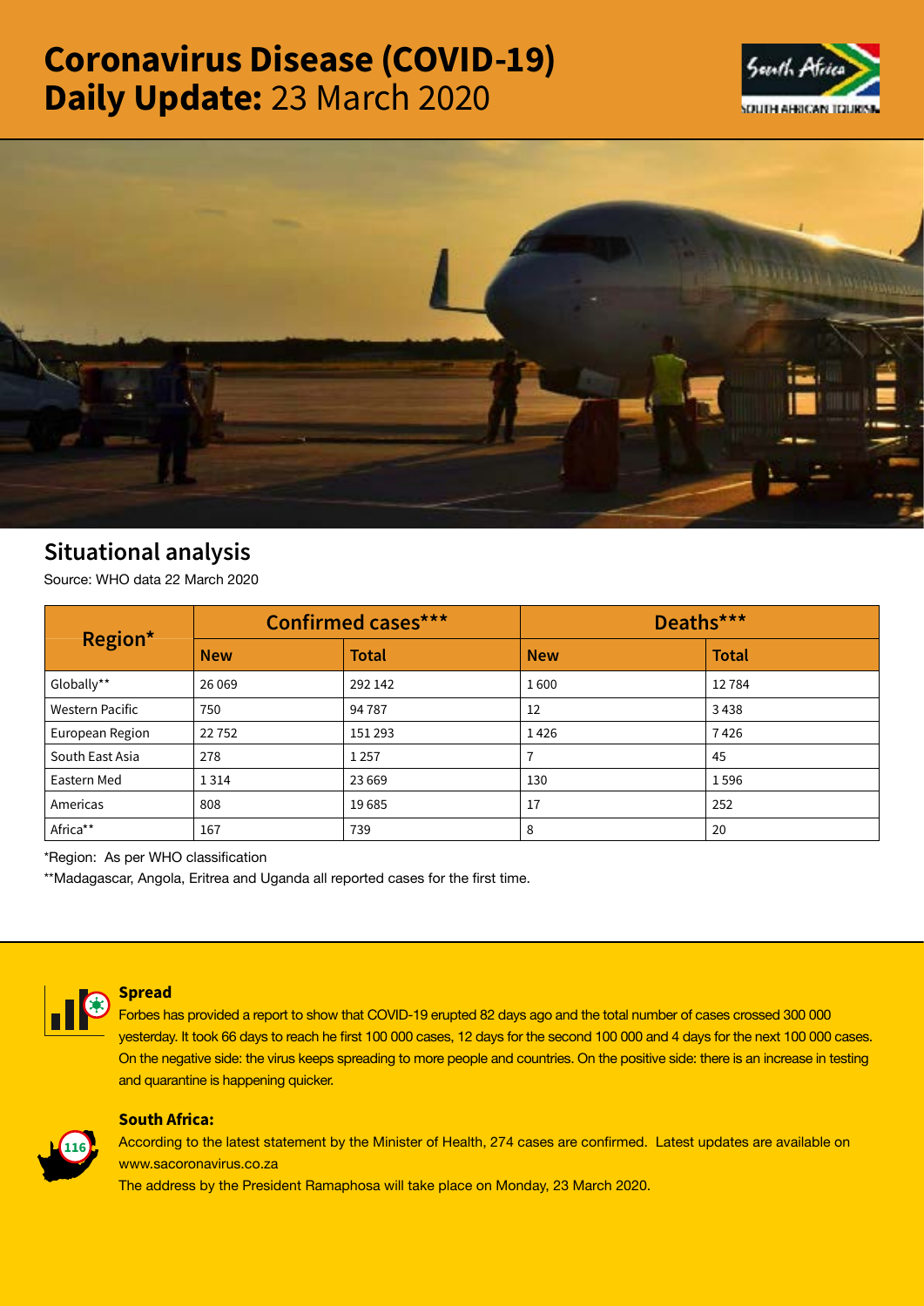# Coronavirus Disease (COVID-19) Daily Update: 23 March 2020

## Situational analysis

Source: WHO data 22 March 2020

| Region* | Confirmed cases*** | | Deaths*** | |
|---|---|---|---|---|
| | New | Total | New | Total |
| Globally** | 26 069 | 292 142 | 1 600 | 12 784 |
| Western Pacific | 750 | 94 787 | 12 | 3 438 |
| European Region | 22 752 | 151 293 | 1 426 | 7 426 |
| South East Asia | 278 | 1 257 | 7 | 45 |
| Eastern Med | 1 314 | 23 669 | 130 | 1 596 |
| Americas | 808 | 19 685 | 17 | 252 |
| Africa** | 167 | 739 | 8 | 20 |

*Region: As per WHO classification

**Madagascar, Angola, Eritrea and Uganda all reported cases for the first time.

### Spread

Forbes has provided a report to show that COVID-19 erupted 82 days ago and the total number of cases crossed 300 000 yesterday. It took 66 days to reach he first 100 000 cases, 12 days for the second 100 000 and 4 days for the next 100 000 cases. On the negative side: the virus keeps spreading to more people and countries. On the positive side: there is an increase in testing and quarantine is happening quicker.

### South Africa:

116

According to the latest statement by the Minister of Health, 274 cases are confirmed. Latest updates are available on www.sacoronavirus.co.za

The address by the President Ramaphosa will take place on Monday, 23 March 2020.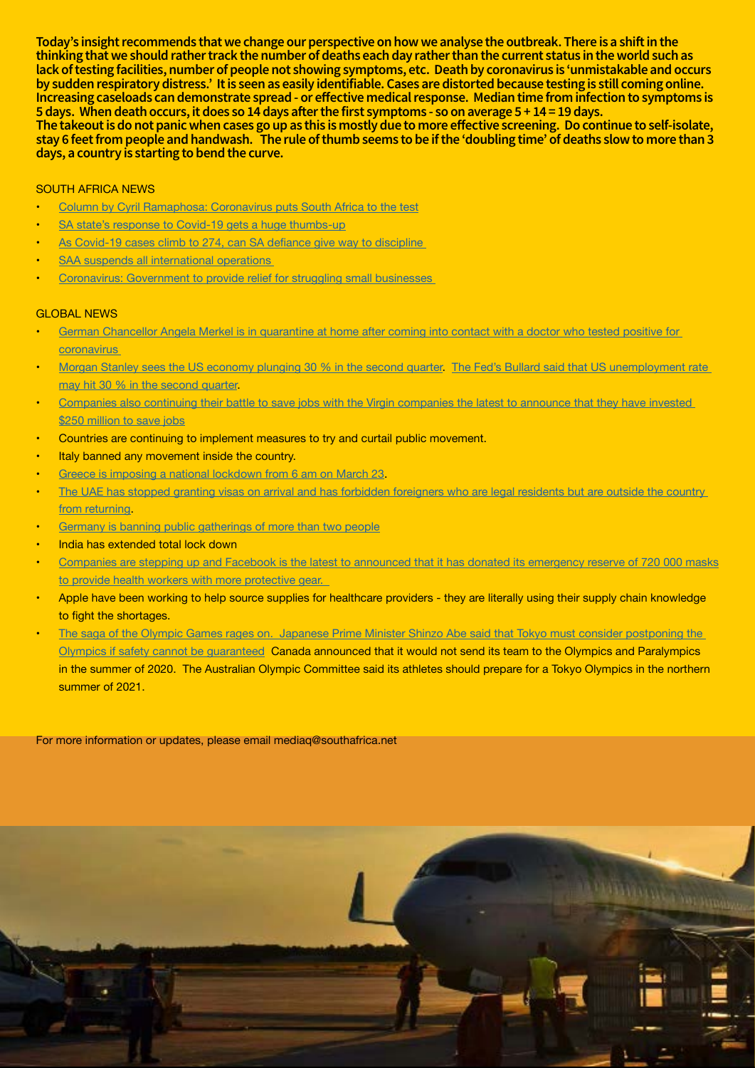**Today's insight recommends that we change our perspective on how we analyse the outbreak. There is a shift in the thinking that we should rather track the number of deaths each day rather than the current status in the world such as lack of testing facilities, number of people not showing symptoms, etc. Death by coronavirus is 'unmistakable and occurs by sudden respiratory distress.' It is seen as easily identifiable. Cases are distorted because testing is still coming online. Increasing caseloads can demonstrate spread - or effective medical response. Median time from infection to symptoms is 5 days. When death occurs, it does so 14 days after the first symptoms - so on average 5 + 14 = 19 days.**
**The takeout is do not panic when cases go up as this is mostly due to more effective screening. Do continue to self-isolate, stay 6 feet from people and handwash. The rule of thumb seems to be if the 'doubling time' of deaths slow to more than 3 days, a country is starting to bend the curve.**

SOUTH AFRICA NEWS

- Column by Cyril Ramaphosa: Coronavirus puts South Africa to the test
- SA state's response to Covid-19 gets a huge thumbs-up
- As Covid-19 cases climb to 274, can SA defiance give way to discipline
- SAA suspends all international operations
- Coronavirus: Government to provide relief for struggling small businesses

GLOBAL NEWS

- German Chancellor Angela Merkel is in quarantine at home after coming into contact with a doctor who tested positive for coronavirus
- Morgan Stanley sees the US economy plunging 30 % in the second quarter. The Fed's Bullard said that US unemployment rate may hit 30 % in the second quarter.
- Companies also continuing their battle to save jobs with the Virgin companies the latest to announce that they have invested $250 million to save jobs
- Countries are continuing to implement measures to try and curtail public movement.
- Italy banned any movement inside the country.
- Greece is imposing a national lockdown from 6 am on March 23.
- The UAE has stopped granting visas on arrival and has forbidden foreigners who are legal residents but are outside the country from returning.
- Germany is banning public gatherings of more than two people
- India has extended total lock down
- Companies are stepping up and Facebook is the latest to announced that it has donated its emergency reserve of 720 000 masks to provide health workers with more protective gear.
- Apple have been working to help source supplies for healthcare providers - they are literally using their supply chain knowledge to fight the shortages.
- The saga of the Olympic Games rages on. Japanese Prime Minister Shinzo Abe said that Tokyo must consider postponing the Olympics if safety cannot be guaranteed Canada announced that it would not send its team to the Olympics and Paralympics in the summer of 2020. The Australian Olympic Committee said its athletes should prepare for a Tokyo Olympics in the northern summer of 2021.

For more information or updates, please email mediaq@southafrica.net